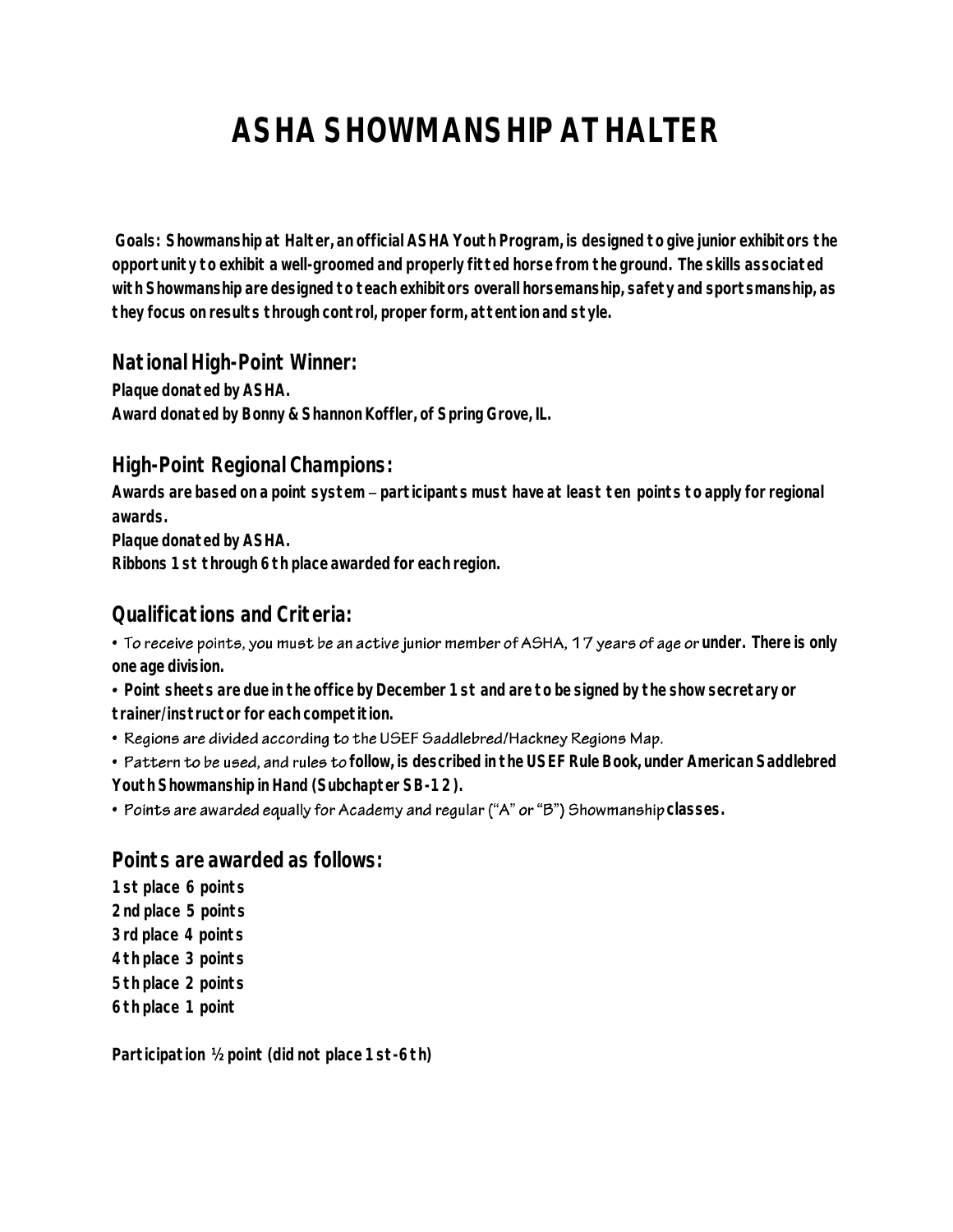# ASHA SHOWMANSHIP AT HALTER

**Goals: Showmanship at Halter, an official ASHA Youth Program, is designed to give junior exhibitors the opportunity to exhibit a well-groomed and properly fitted horse from the ground. The skills associated with Showmanship are designed to teach exhibitors overall horsemanship, safety and sportsmanship, as they focus on results through control, proper form, attention and style.**

## National High-Point Winner:

**Plaque donated by ASHA.**
**Award donated by Bonny & Shannon Koffler, of Spring Grove, IL.**

## High-Point Regional Champions:

**Awards are based on a point system – participants must have at least ten points to apply for regional awards.**
**Plaque donated by ASHA.**
**Ribbons 1st through 6th place awarded for each region.**

## Qualifications and Criteria:

- To receive points, you must be an active junior member of ASHA, 17 years of age or **under. There is only one age division.**
- **Point sheets are due in the office by December 1st and are to be signed by the show secretary or trainer/instructor for each competition.**
- Regions are divided according to the USEF Saddlebred/Hackney Regions Map.
- Pattern to be used, and rules to **follow, is described in the USEF Rule Book, under American Saddlebred Youth Showmanship in Hand (Subchapter SB-12).**
- Points are awarded equally for Academy and regular ("A" or "B") Showmanship **classes.**

## Points are awarded as follows:

**1st place 6 points**
**2nd place 5 points**
**3rd place 4 points**
**4th place 3 points**
**5th place 2 points**
**6th place 1 point**

**Participation ½ point (did not place 1st-6th)**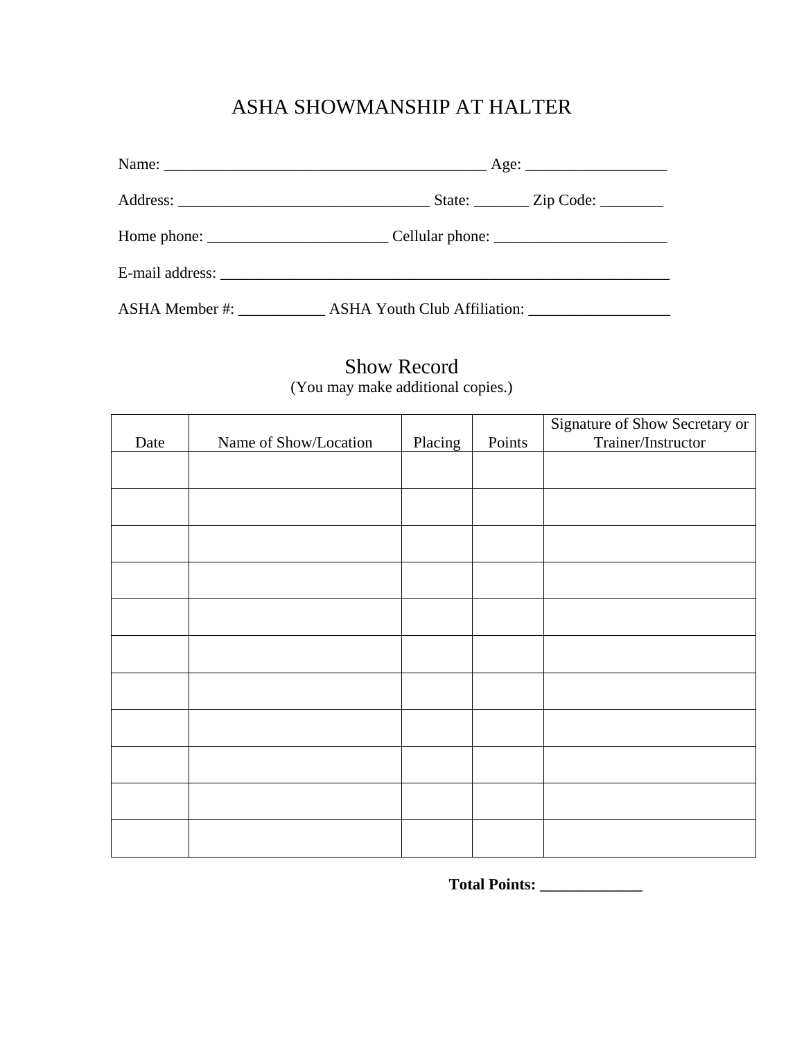# ASHA SHOWMANSHIP AT HALTER

Name: ________________________________________ Age: _________________

Address: _______________________________ State: _______ Zip Code: ________

Home phone: ______________________ Cellular phone: _____________________

E-mail address: _________________________________________________________

ASHA Member #: ___________ ASHA Youth Club Affiliation: _________________

## Show Record

(You may make additional copies.)

| Date | Name of Show/Location | Placing | Points | Signature of Show Secretary or Trainer/Instructor |
|---|---|---|---|---|
| | | | | |
| | | | | |
| | | | | |
| | | | | |
| | | | | |
| | | | | |
| | | | | |
| | | | | |
| | | | | |
| | | | | |
| | | | | |

**Total Points: _____________**